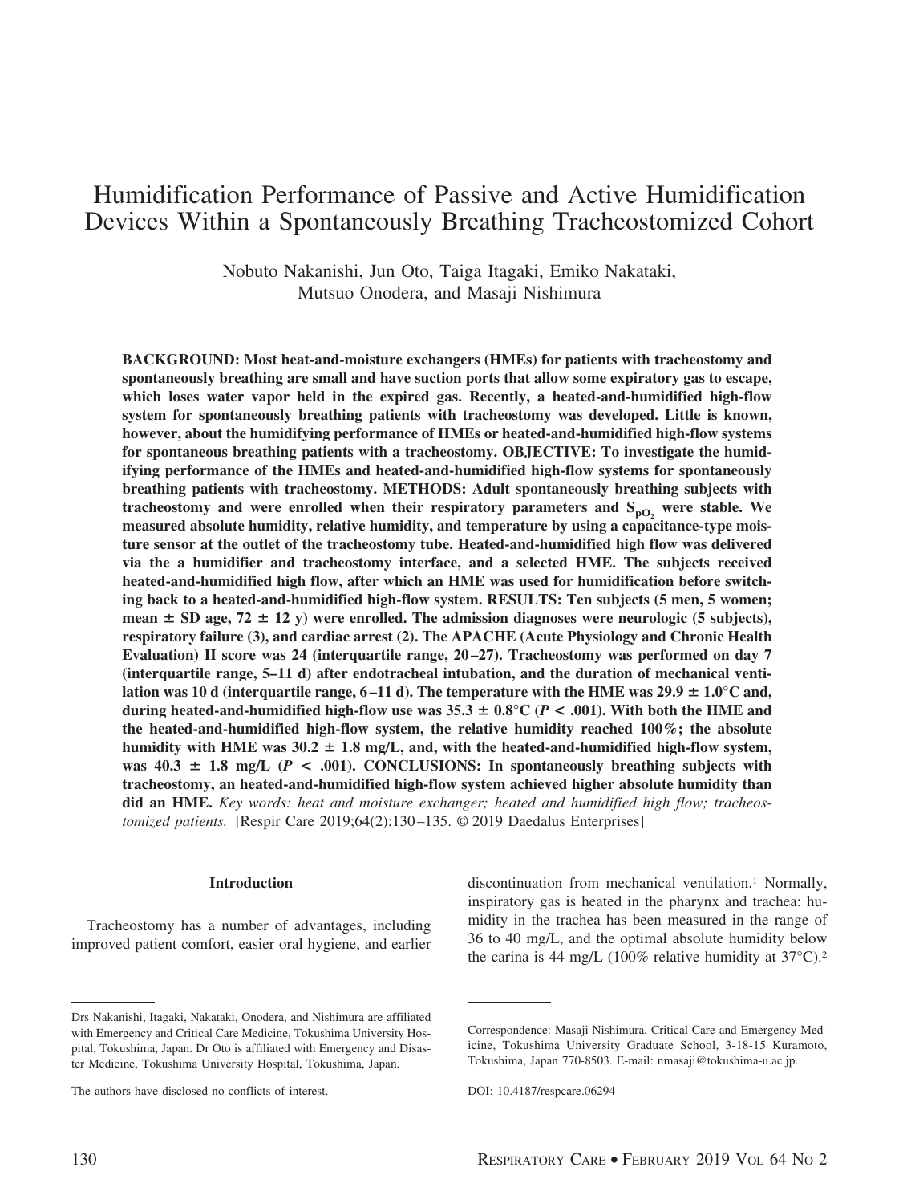# Humidification Performance of Passive and Active Humidification Devices Within a Spontaneously Breathing Tracheostomized Cohort

Nobuto Nakanishi, Jun Oto, Taiga Itagaki, Emiko Nakataki, Mutsuo Onodera, and Masaji Nishimura

**BACKGROUND: Most heat-and-moisture exchangers (HMEs) for patients with tracheostomy and spontaneously breathing are small and have suction ports that allow some expiratory gas to escape, which loses water vapor held in the expired gas. Recently, a heated-and-humidified high-flow system for spontaneously breathing patients with tracheostomy was developed. Little is known, however, about the humidifying performance of HMEs or heated-and-humidified high-flow systems for spontaneous breathing patients with a tracheostomy. OBJECTIVE: To investigate the humidifying performance of the HMEs and heated-and-humidified high-flow systems for spontaneously breathing patients with tracheostomy. METHODS: Adult spontaneously breathing subjects with tracheostomy and were enrolled when their respiratory parameters and $S_{pO_2}$ were stable. We measured absolute humidity, relative humidity, and temperature by using a capacitance-type moisture sensor at the outlet of the tracheostomy tube. Heated-and-humidified high flow was delivered via the a humidifier and tracheostomy interface, and a selected HME. The subjects received heated-and-humidified high flow, after which an HME was used for humidification before switching back to a heated-and-humidified high-flow system. RESULTS: Ten subjects (5 men, 5 women; mean ± SD age, 72 ± 12 y) were enrolled. The admission diagnoses were neurologic (5 subjects), respiratory failure (3), and cardiac arrest (2). The APACHE (Acute Physiology and Chronic Health Evaluation) II score was 24 (interquartile range, 20–27). Tracheostomy was performed on day 7 (interquartile range, 5–11 d) after endotracheal intubation, and the duration of mechanical ventilation was 10 d (interquartile range, 6–11 d). The temperature with the HME was 29.9 ± 1.0°C and, during heated-and-humidified high-flow use was 35.3 ± 0.8°C ($P < .001$). With both the HME and the heated-and-humidified high-flow system, the relative humidity reached 100%; the absolute humidity with HME was 30.2 ± 1.8 mg/L, and, with the heated-and-humidified high-flow system, was 40.3 ± 1.8 mg/L ($P < .001$). CONCLUSIONS: In spontaneously breathing subjects with tracheostomy, an heated-and-humidified high-flow system achieved higher absolute humidity than did an HME.** *Key words: heat and moisture exchanger; heated and humidified high flow; tracheostomized patients.* [Respir Care 2019;64(2):130–135. © 2019 Daedalus Enterprises]

## Introduction

Tracheostomy has a number of advantages, including improved patient comfort, easier oral hygiene, and earlier discontinuation from mechanical ventilation.[1] Normally, inspiratory gas is heated in the pharynx and trachea: humidity in the trachea has been measured in the range of 36 to 40 mg/L, and the optimal absolute humidity below the carina is 44 mg/L (100% relative humidity at 37°C).[2]

---

Drs Nakanishi, Itagaki, Nakataki, Onodera, and Nishimura are affiliated with Emergency and Critical Care Medicine, Tokushima University Hospital, Tokushima, Japan. Dr Oto is affiliated with Emergency and Disaster Medicine, Tokushima University Hospital, Tokushima, Japan.

The authors have disclosed no conflicts of interest.

Correspondence: Masaji Nishimura, Critical Care and Emergency Medicine, Tokushima University Graduate School, 3-18-15 Kuramoto, Tokushima, Japan 770-8503. E-mail: nmasaji@tokushima-u.ac.jp.

DOI: 10.4187/respcare.06294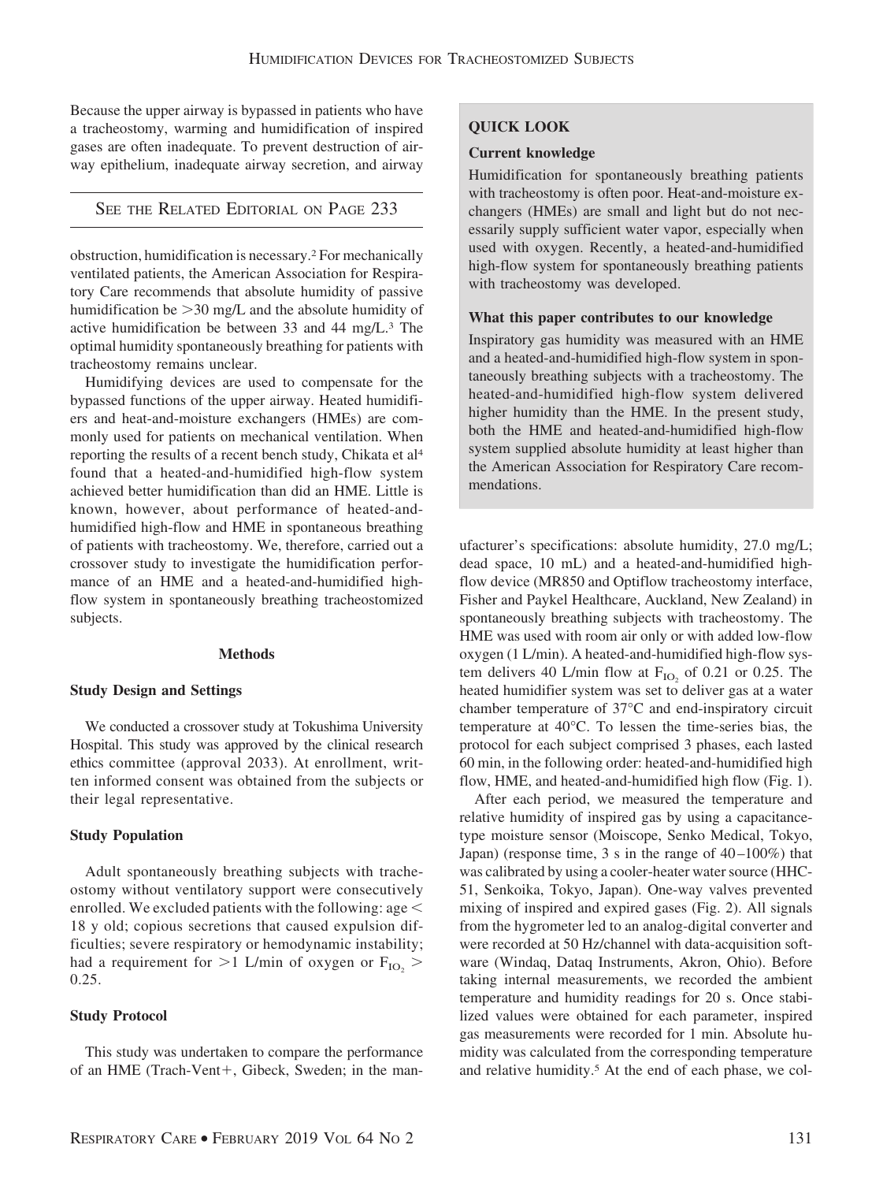Because the upper airway is bypassed in patients who have a tracheostomy, warming and humidification of inspired gases are often inadequate. To prevent destruction of airway epithelium, inadequate airway secretion, and airway obstruction, humidification is necessary.[2] For mechanically ventilated patients, the American Association for Respiratory Care recommends that absolute humidity of passive humidification be >30 mg/L and the absolute humidity of active humidification be between 33 and 44 mg/L.[3] The optimal humidity spontaneously breathing for patients with tracheostomy remains unclear.

SEE THE RELATED EDITORIAL ON PAGE 233

Humidifying devices are used to compensate for the bypassed functions of the upper airway. Heated humidifiers and heat-and-moisture exchangers (HMEs) are commonly used for patients on mechanical ventilation. When reporting the results of a recent bench study, Chikata et al[4] found that a heated-and-humidified high-flow system achieved better humidification than did an HME. Little is known, however, about performance of heated-and-humidified high-flow and HME in spontaneous breathing of patients with tracheostomy. We, therefore, carried out a crossover study to investigate the humidification performance of an HME and a heated-and-humidified high-flow system in spontaneously breathing tracheostomized subjects.

> **QUICK LOOK**
>
> **Current knowledge**
>
> Humidification for spontaneously breathing patients with tracheostomy is often poor. Heat-and-moisture exchangers (HMEs) are small and light but do not necessarily supply sufficient water vapor, especially when used with oxygen. Recently, a heated-and-humidified high-flow system for spontaneously breathing patients with tracheostomy was developed.
>
> **What this paper contributes to our knowledge**
>
> Inspiratory gas humidity was measured with an HME and a heated-and-humidified high-flow system in spontaneously breathing subjects with a tracheostomy. The heated-and-humidified high-flow system delivered higher humidity than the HME. In the present study, both the HME and heated-and-humidified high-flow system supplied absolute humidity at least higher than the American Association for Respiratory Care recommendations.

## Methods

### Study Design and Settings

We conducted a crossover study at Tokushima University Hospital. This study was approved by the clinical research ethics committee (approval 2033). At enrollment, written informed consent was obtained from the subjects or their legal representative.

### Study Population

Adult spontaneously breathing subjects with tracheostomy without ventilatory support were consecutively enrolled. We excluded patients with the following: age < 18 y old; copious secretions that caused expulsion difficulties; severe respiratory or hemodynamic instability; had a requirement for >1 L/min of oxygen or $F_{IO_2}$ > 0.25.

### Study Protocol

This study was undertaken to compare the performance of an HME (Trach-Vent+, Gibeck, Sweden; in the manufacturer's specifications: absolute humidity, 27.0 mg/L; dead space, 10 mL) and a heated-and-humidified high-flow device (MR850 and Optiflow tracheostomy interface, Fisher and Paykel Healthcare, Auckland, New Zealand) in spontaneously breathing subjects with tracheostomy. The HME was used with room air only or with added low-flow oxygen (1 L/min). A heated-and-humidified high-flow system delivers 40 L/min flow at $F_{IO_2}$ of 0.21 or 0.25. The heated humidifier system was set to deliver gas at a water chamber temperature of 37°C and end-inspiratory circuit temperature at 40°C. To lessen the time-series bias, the protocol for each subject comprised 3 phases, each lasted 60 min, in the following order: heated-and-humidified high flow, HME, and heated-and-humidified high flow (Fig. 1).

After each period, we measured the temperature and relative humidity of inspired gas by using a capacitance-type moisture sensor (Moiscope, Senko Medical, Tokyo, Japan) (response time, 3 s in the range of 40–100%) that was calibrated by using a cooler-heater water source (HHC-51, Senkoika, Tokyo, Japan). One-way valves prevented mixing of inspired and expired gases (Fig. 2). All signals from the hygrometer led to an analog-digital converter and were recorded at 50 Hz/channel with data-acquisition software (Windaq, Dataq Instruments, Akron, Ohio). Before taking internal measurements, we recorded the ambient temperature and humidity readings for 20 s. Once stabilized values were obtained for each parameter, inspired gas measurements were recorded for 1 min. Absolute humidity was calculated from the corresponding temperature and relative humidity.[5] At the end of each phase, we col-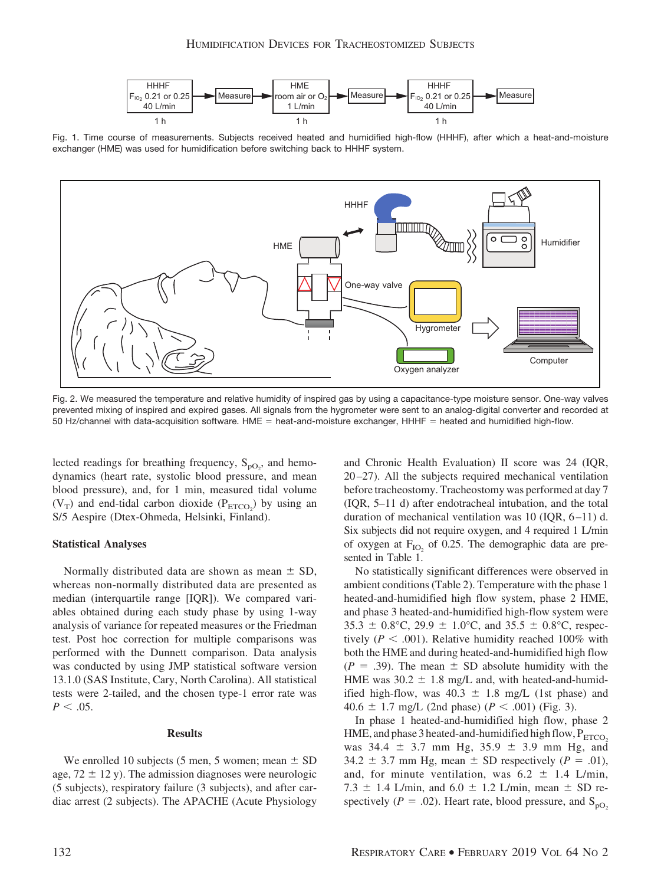Fig. 1. Time course of measurements. Subjects received heated and humidified high-flow (HHHF), after which a heat-and-moisture exchanger (HME) was used for humidification before switching back to HHHF system.

Fig. 2. We measured the temperature and relative humidity of inspired gas by using a capacitance-type moisture sensor. One-way valves prevented mixing of inspired and expired gases. All signals from the hygrometer were sent to an analog-digital converter and recorded at 50 Hz/channel with data-acquisition software. HME = heat-and-moisture exchanger, HHHF = heated and humidified high-flow.

lected readings for breathing frequency, $S_{pO_2}$, and hemodynamics (heart rate, systolic blood pressure, and mean blood pressure), and, for 1 min, measured tidal volume ($V_T$) and end-tidal carbon dioxide ($P_{ETCO_2}$) by using an S/5 Aespire (Dtex-Ohmeda, Helsinki, Finland).

### Statistical Analyses

Normally distributed data are shown as mean ± SD, whereas non-normally distributed data are presented as median (interquartile range [IQR]). We compared variables obtained during each study phase by using 1-way analysis of variance for repeated measures or the Friedman test. Post hoc correction for multiple comparisons was performed with the Dunnett comparison. Data analysis was conducted by using JMP statistical software version 13.1.0 (SAS Institute, Cary, North Carolina). All statistical tests were 2-tailed, and the chosen type-1 error rate was $P < .05$.

## Results

We enrolled 10 subjects (5 men, 5 women; mean ± SD age, 72 ± 12 y). The admission diagnoses were neurologic (5 subjects), respiratory failure (3 subjects), and after cardiac arrest (2 subjects). The APACHE (Acute Physiology and Chronic Health Evaluation) II score was 24 (IQR, 20–27). All the subjects required mechanical ventilation before tracheostomy. Tracheostomy was performed at day 7 (IQR, 5–11 d) after endotracheal intubation, and the total duration of mechanical ventilation was 10 (IQR, 6–11) d. Six subjects did not require oxygen, and 4 required 1 L/min of oxygen at $F_{IO_2}$ of 0.25. The demographic data are presented in Table 1.

No statistically significant differences were observed in ambient conditions (Table 2). Temperature with the phase 1 heated-and-humidified high flow system, phase 2 HME, and phase 3 heated-and-humidified high-flow system were 35.3 ± 0.8°C, 29.9 ± 1.0°C, and 35.5 ± 0.8°C, respectively ($P < .001$). Relative humidity reached 100% with both the HME and during heated-and-humidified high flow ($P = .39$). The mean ± SD absolute humidity with the HME was 30.2 ± 1.8 mg/L and, with heated-and-humidified high-flow, was 40.3 ± 1.8 mg/L (1st phase) and 40.6 ± 1.7 mg/L (2nd phase) ($P < .001$) (Fig. 3).

In phase 1 heated-and-humidified high flow, phase 2 HME, and phase 3 heated-and-humidified high flow, $P_{ETCO_2}$ was 34.4 ± 3.7 mm Hg, 35.9 ± 3.9 mm Hg, and 34.2 ± 3.7 mm Hg, mean ± SD respectively ($P = .01$), and, for minute ventilation, was 6.2 ± 1.4 L/min, 7.3 ± 1.4 L/min, and 6.0 ± 1.2 L/min, mean ± SD respectively ($P = .02$). Heart rate, blood pressure, and $S_{pO_2}$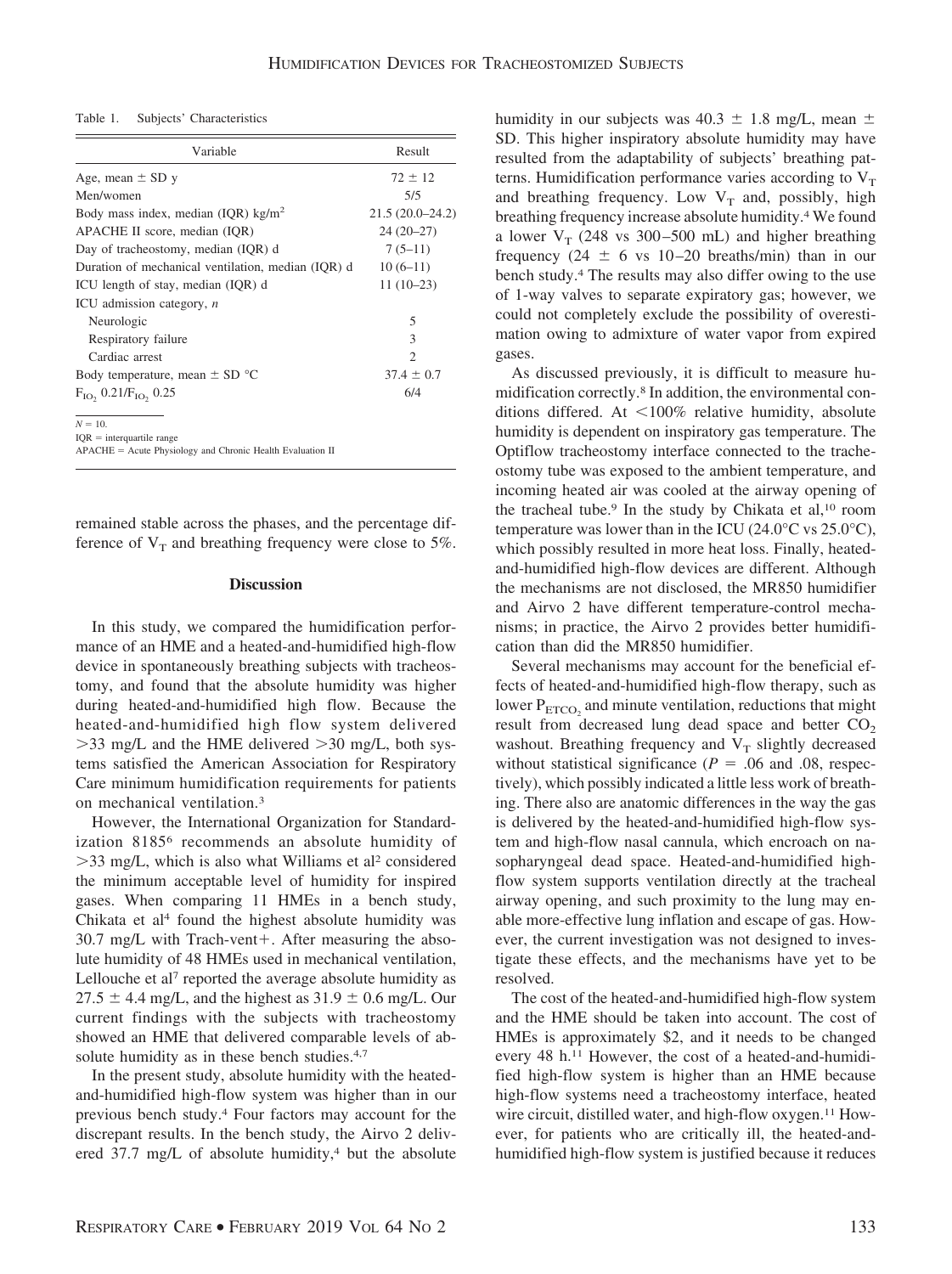Table 1. Subjects' Characteristics

| Variable | Result |
|---|---|
| Age, mean ± SD y | 72 ± 12 |
| Men/women | 5/5 |
| Body mass index, median (IQR) kg/m$^2$ | 21.5 (20.0–24.2) |
| APACHE II score, median (IQR) | 24 (20–27) |
| Day of tracheostomy, median (IQR) d | 7 (5–11) |
| Duration of mechanical ventilation, median (IQR) d | 10 (6–11) |
| ICU length of stay, median (IQR) d | 11 (10–23) |
| ICU admission category, *n* | |
| Neurologic | 5 |
| Respiratory failure | 3 |
| Cardiac arrest | 2 |
| Body temperature, mean ± SD °C | 37.4 ± 0.7 |
| $F_{IO_2}$ 0.21/$F_{IO_2}$ 0.25 | 6/4 |

*N* = 10.
IQR = interquartile range
APACHE = Acute Physiology and Chronic Health Evaluation II

remained stable across the phases, and the percentage difference of $V_T$ and breathing frequency were close to 5%.

## Discussion

In this study, we compared the humidification performance of an HME and a heated-and-humidified high-flow device in spontaneously breathing subjects with tracheostomy, and found that the absolute humidity was higher during heated-and-humidified high flow. Because the heated-and-humidified high flow system delivered >33 mg/L and the HME delivered >30 mg/L, both systems satisfied the American Association for Respiratory Care minimum humidification requirements for patients on mechanical ventilation.[3]

However, the International Organization for Standardization 8185[6] recommends an absolute humidity of >33 mg/L, which is also what Williams et al[2] considered the minimum acceptable level of humidity for inspired gases. When comparing 11 HMEs in a bench study, Chikata et al[4] found the highest absolute humidity was 30.7 mg/L with Trach-vent+. After measuring the absolute humidity of 48 HMEs used in mechanical ventilation, Lellouche et al[7] reported the average absolute humidity as 27.5 ± 4.4 mg/L, and the highest as 31.9 ± 0.6 mg/L. Our current findings with the subjects with tracheostomy showed an HME that delivered comparable levels of absolute humidity as in these bench studies.[4,7]

In the present study, absolute humidity with the heated-and-humidified high-flow system was higher than in our previous bench study.[4] Four factors may account for the discrepant results. In the bench study, the Airvo 2 delivered 37.7 mg/L of absolute humidity,[4] but the absolute humidity in our subjects was 40.3 ± 1.8 mg/L, mean ± SD. This higher inspiratory absolute humidity may have resulted from the adaptability of subjects' breathing patterns. Humidification performance varies according to $V_T$ and breathing frequency. Low $V_T$ and, possibly, high breathing frequency increase absolute humidity.[4] We found a lower $V_T$ (248 vs 300–500 mL) and higher breathing frequency (24 ± 6 vs 10–20 breaths/min) than in our bench study.[4] The results may also differ owing to the use of 1-way valves to separate expiratory gas; however, we could not completely exclude the possibility of overestimation owing to admixture of water vapor from expired gases.

As discussed previously, it is difficult to measure humidification correctly.[8] In addition, the environmental conditions differed. At <100% relative humidity, absolute humidity is dependent on inspiratory gas temperature. The Optiflow tracheostomy interface connected to the tracheostomy tube was exposed to the ambient temperature, and incoming heated air was cooled at the airway opening of the tracheal tube.[9] In the study by Chikata et al,[10] room temperature was lower than in the ICU (24.0°C vs 25.0°C), which possibly resulted in more heat loss. Finally, heated-and-humidified high-flow devices are different. Although the mechanisms are not disclosed, the MR850 humidifier and Airvo 2 have different temperature-control mechanisms; in practice, the Airvo 2 provides better humidification than did the MR850 humidifier.

Several mechanisms may account for the beneficial effects of heated-and-humidified high-flow therapy, such as lower $P_{ETCO_2}$ and minute ventilation, reductions that might result from decreased lung dead space and better $CO_2$ washout. Breathing frequency and $V_T$ slightly decreased without statistical significance ($P$ = .06 and .08, respectively), which possibly indicated a little less work of breathing. There also are anatomic differences in the way the gas is delivered by the heated-and-humidified high-flow system and high-flow nasal cannula, which encroach on nasopharyngeal dead space. Heated-and-humidified high-flow system supports ventilation directly at the tracheal airway opening, and such proximity to the lung may enable more-effective lung inflation and escape of gas. However, the current investigation was not designed to investigate these effects, and the mechanisms have yet to be resolved.

The cost of the heated-and-humidified high-flow system and the HME should be taken into account. The cost of HMEs is approximately $2, and it needs to be changed every 48 h.[11] However, the cost of a heated-and-humidified high-flow system is higher than an HME because high-flow systems need a tracheostomy interface, heated wire circuit, distilled water, and high-flow oxygen.[11] However, for patients who are critically ill, the heated-and-humidified high-flow system is justified because it reduces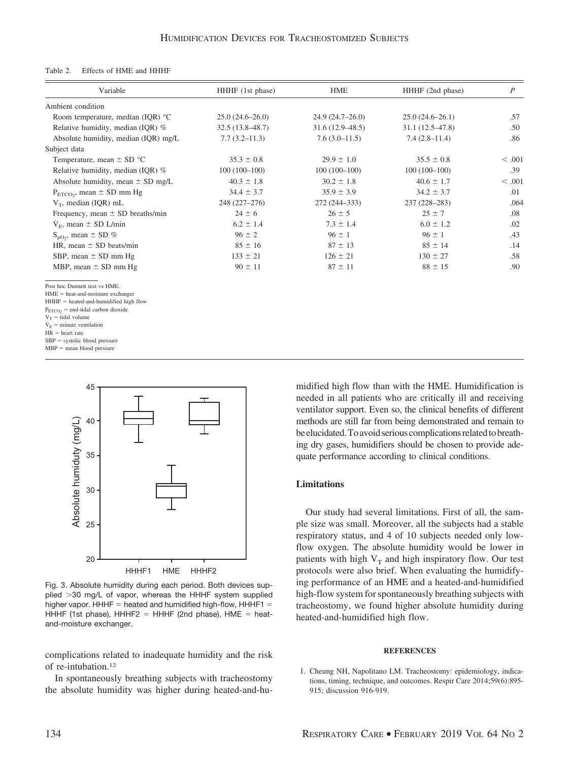Table 2. Effects of HME and HHHF

| Variable | HHHF (1st phase) | HME | HHHF (2nd phase) | *P* |
|---|---|---|---|---|
| Ambient condition | | | | |
| Room temperature, median (IQR) °C | 25.0 (24.6–26.0) | 24.9 (24.7–26.0) | 25.0 (24.6–26.1) | .57 |
| Relative humidity, median (IQR) % | 32.5 (13.8–48.7) | 31.6 (12.9–48.5) | 31.1 (12.5–47.8) | .50 |
| Absolute humidity, median (IQR) mg/L | 7.7 (3.2–11.3) | 7.6 (3.0–11.5) | 7.4 (2.8–11.4) | .86 |
| Subject data | | | | |
| Temperature, mean ± SD °C | 35.3 ± 0.8 | 29.9 ± 1.0 | 35.5 ± 0.8 | < .001 |
| Relative humidity, median (IQR) % | 100 (100–100) | 100 (100–100) | 100 (100–100) | .39 |
| Absolute humidity, mean ± SD mg/L | 40.3 ± 1.8 | 30.2 ± 1.8 | 40.6 ± 1.7 | < .001 |
| $P_{ETCO_2}$, mean ± SD mm Hg | 34.4 ± 3.7 | 35.9 ± 3.9 | 34.2 ± 3.7 | .01 |
| $V_T$, median (IQR) mL | 248 (227–276) | 272 (244–333) | 237 (228–283) | .064 |
| Frequency, mean ± SD breaths/min | 24 ± 6 | 26 ± 5 | 25 ± 7 | .08 |
| $\dot{V}_E$, mean ± SD L/min | 6.2 ± 1.4 | 7.3 ± 1.4 | 6.0 ± 1.2 | .02 |
| $S_{pO_2}$, mean ± SD % | 96 ± 2 | 96 ± 1 | 96 ± 1 | .43 |
| HR, mean ± SD beats/min | 85 ± 16 | 87 ± 13 | 85 ± 14 | .14 |
| SBP, mean ± SD mm Hg | 133 ± 21 | 126 ± 21 | 130 ± 27 | .58 |
| MBP, mean ± SD mm Hg | 90 ± 11 | 87 ± 11 | 88 ± 15 | .90 |

Post hoc Dunnett test vs HME.
HME = heat-and-moisture exchanger
HHHF = heated-and-humidified high flow
$P_{ETCO_2}$ = end-tidal carbon dioxide
$V_T$ = tidal volume
$\dot{V}_E$ = minute ventilation
HR = heart rate
SBP = systolic blood pressure
MBP = mean blood pressure

Fig. 3. Absolute humidity during each period. Both devices supplied >30 mg/L of vapor, whereas the HHHF system supplied higher vapor. HHHF = heated and humidified high-flow, HHHF1 = HHHF (1st phase), HHHF2 = HHHF (2nd phase), HME = heat-and-moisture exchanger.

complications related to inadequate humidity and the risk of re-intubation.[12]

In spontaneously breathing subjects with tracheostomy the absolute humidity was higher during heated-and-humidified high flow than with the HME. Humidification is needed in all patients who are critically ill and receiving ventilator support. Even so, the clinical benefits of different methods are still far from being demonstrated and remain to be elucidated. To avoid serious complications related to breathing dry gases, humidifiers should be chosen to provide adequate performance according to clinical conditions.

## Limitations

Our study had several limitations. First of all, the sample size was small. Moreover, all the subjects had a stable respiratory status, and 4 of 10 subjects needed only low-flow oxygen. The absolute humidity would be lower in patients with high $V_T$ and high inspiratory flow. Our test protocols were also brief. When evaluating the humidifying performance of an HME and a heated-and-humidified high-flow system for spontaneously breathing subjects with tracheostomy, we found higher absolute humidity during heated-and-humidified high flow.

#### REFERENCES

1. Cheung NH, Napolitano LM. Tracheostomy: epidemiology, indications, timing, technique, and outcomes. Respir Care 2014;59(6):895-915; discussion 916-919.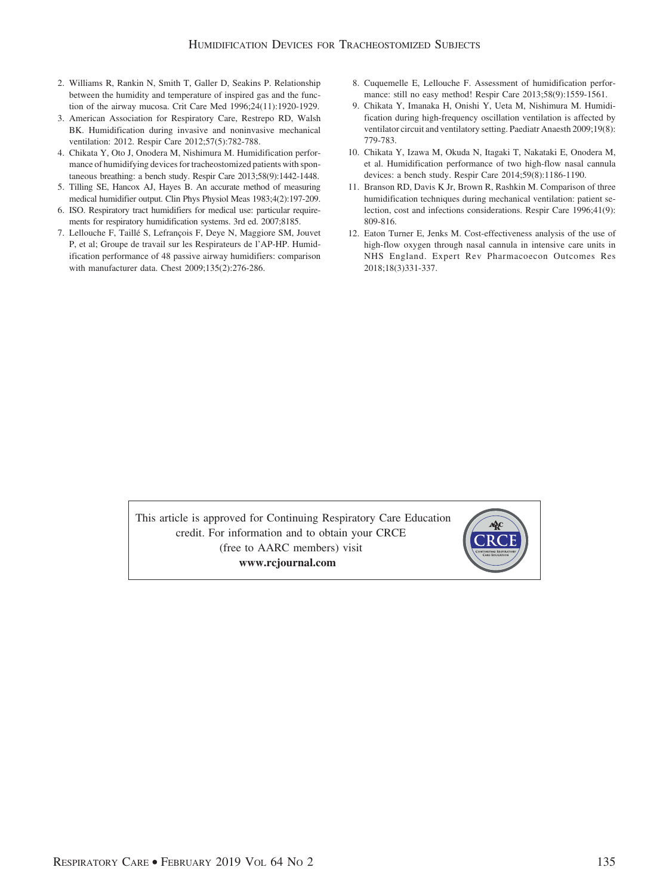2. Williams R, Rankin N, Smith T, Galler D, Seakins P. Relationship between the humidity and temperature of inspired gas and the function of the airway mucosa. Crit Care Med 1996;24(11):1920-1929.
3. American Association for Respiratory Care, Restrepo RD, Walsh BK. Humidification during invasive and noninvasive mechanical ventilation: 2012. Respir Care 2012;57(5):782-788.
4. Chikata Y, Oto J, Onodera M, Nishimura M. Humidification performance of humidifying devices for tracheostomized patients with spontaneous breathing: a bench study. Respir Care 2013;58(9):1442-1448.
5. Tilling SE, Hancox AJ, Hayes B. An accurate method of measuring medical humidifier output. Clin Phys Physiol Meas 1983;4(2):197-209.
6. ISO. Respiratory tract humidifiers for medical use: particular requirements for respiratory humidification systems. 3rd ed. 2007;8185.
7. Lellouche F, Taillé S, Lefrançois F, Deye N, Maggiore SM, Jouvet P, et al; Groupe de travail sur les Respirateurs de l'AP-HP. Humidification performance of 48 passive airway humidifiers: comparison with manufacturer data. Chest 2009;135(2):276-286.
8. Cuquemelle E, Lellouche F. Assessment of humidification performance: still no easy method! Respir Care 2013;58(9):1559-1561.
9. Chikata Y, Imanaka H, Onishi Y, Ueta M, Nishimura M. Humidification during high-frequency oscillation ventilation is affected by ventilator circuit and ventilatory setting. Paediatr Anaesth 2009;19(8):779-783.
10. Chikata Y, Izawa M, Okuda N, Itagaki T, Nakataki E, Onodera M, et al. Humidification performance of two high-flow nasal cannula devices: a bench study. Respir Care 2014;59(8):1186-1190.
11. Branson RD, Davis K Jr, Brown R, Rashkin M. Comparison of three humidification techniques during mechanical ventilation: patient selection, cost and infections considerations. Respir Care 1996;41(9):809-816.
12. Eaton Turner E, Jenks M. Cost-effectiveness analysis of the use of high-flow oxygen through nasal cannula in intensive care units in NHS England. Expert Rev Pharmacoecon Outcomes Res 2018;18(3)331-337.

This article is approved for Continuing Respiratory Care Education credit. For information and to obtain your CRCE (free to AARC members) visit **www.rcjournal.com**